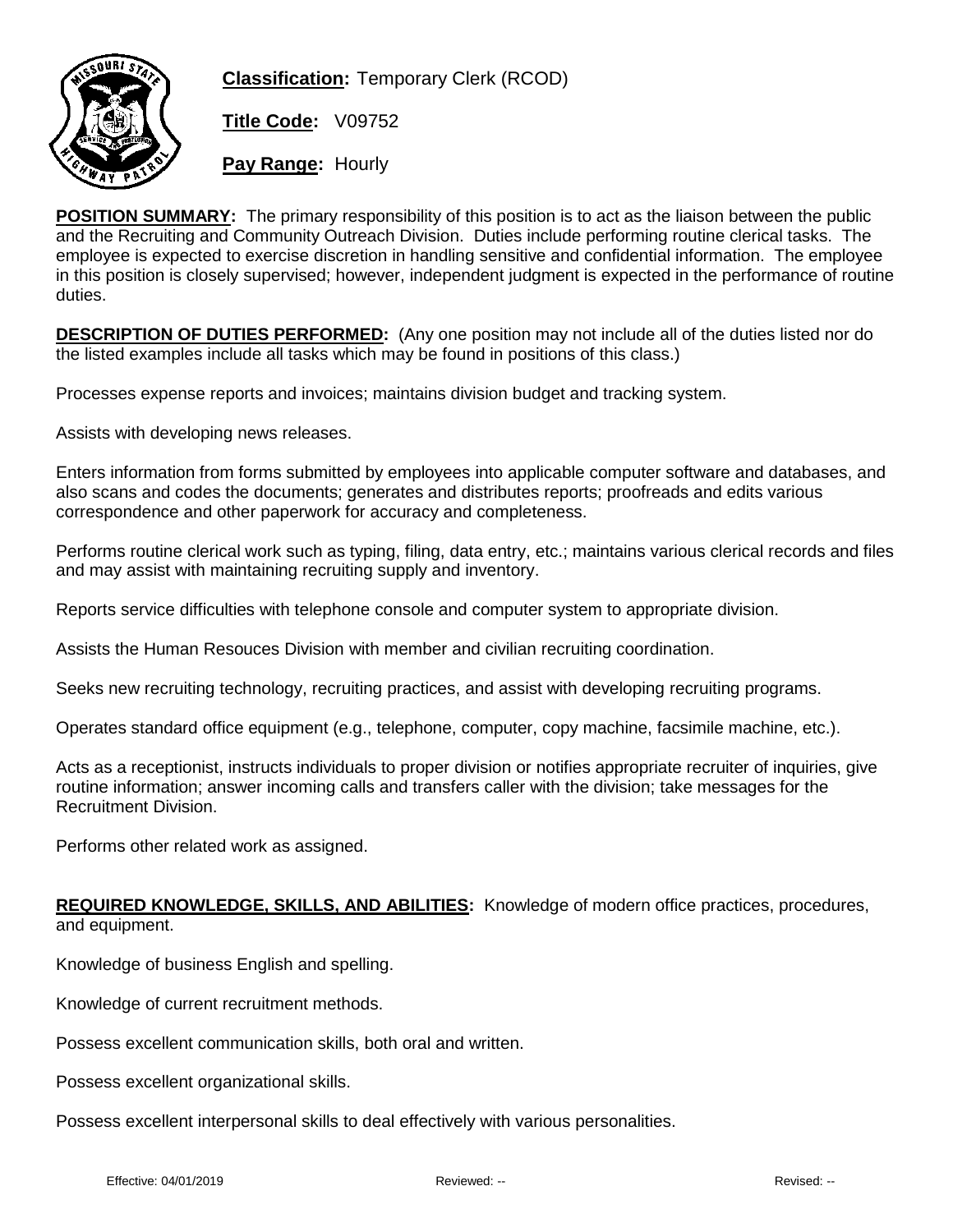**Classification:** Temporary Clerk (RCOD)

**Title Code:** V09752

**Pay Range:** Hourly

**POSITION SUMMARY:** The primary responsibility of this position is to act as the liaison between the public and the Recruiting and Community Outreach Division. Duties include performing routine clerical tasks. The employee is expected to exercise discretion in handling sensitive and confidential information. The employee in this position is closely supervised; however, independent judgment is expected in the performance of routine duties.

**DESCRIPTION OF DUTIES PERFORMED:** (Any one position may not include all of the duties listed nor do the listed examples include all tasks which may be found in positions of this class.)

Processes expense reports and invoices; maintains division budget and tracking system.

Assists with developing news releases.

Enters information from forms submitted by employees into applicable computer software and databases, and also scans and codes the documents; generates and distributes reports; proofreads and edits various correspondence and other paperwork for accuracy and completeness.

Performs routine clerical work such as typing, filing, data entry, etc.; maintains various clerical records and files and may assist with maintaining recruiting supply and inventory.

Reports service difficulties with telephone console and computer system to appropriate division.

Assists the Human Resouces Division with member and civilian recruiting coordination.

Seeks new recruiting technology, recruiting practices, and assist with developing recruiting programs.

Operates standard office equipment (e.g., telephone, computer, copy machine, facsimile machine, etc.).

Acts as a receptionist, instructs individuals to proper division or notifies appropriate recruiter of inquiries, give routine information; answer incoming calls and transfers caller with the division; take messages for the Recruitment Division.

Performs other related work as assigned.

**REQUIRED KNOWLEDGE, SKILLS, AND ABILITIES:** Knowledge of modern office practices, procedures, and equipment.

Knowledge of business English and spelling.

Knowledge of current recruitment methods.

Possess excellent communication skills, both oral and written.

Possess excellent organizational skills.

Possess excellent interpersonal skills to deal effectively with various personalities.

Effective: 04/01/2019 Reviewed: -- Revised: --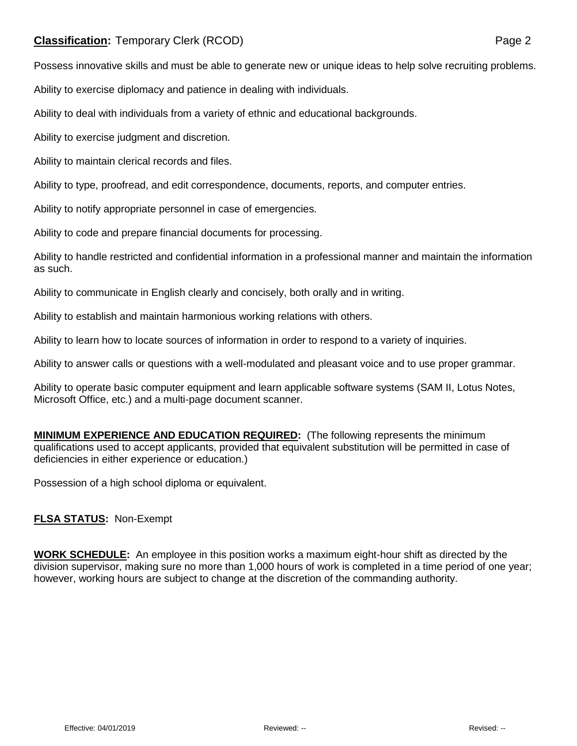Possess innovative skills and must be able to generate new or unique ideas to help solve recruiting problems.

Ability to exercise diplomacy and patience in dealing with individuals.

Ability to deal with individuals from a variety of ethnic and educational backgrounds.

Ability to exercise judgment and discretion.

Ability to maintain clerical records and files.

Ability to type, proofread, and edit correspondence, documents, reports, and computer entries.

Ability to notify appropriate personnel in case of emergencies.

Ability to code and prepare financial documents for processing.

Ability to handle restricted and confidential information in a professional manner and maintain the information as such.

Ability to communicate in English clearly and concisely, both orally and in writing.

Ability to establish and maintain harmonious working relations with others.

Ability to learn how to locate sources of information in order to respond to a variety of inquiries.

Ability to answer calls or questions with a well-modulated and pleasant voice and to use proper grammar.

Ability to operate basic computer equipment and learn applicable software systems (SAM II, Lotus Notes, Microsoft Office, etc.) and a multi-page document scanner.

**MINIMUM EXPERIENCE AND EDUCATION REQUIRED:** (The following represents the minimum qualifications used to accept applicants, provided that equivalent substitution will be permitted in case of deficiencies in either experience or education.)

Possession of a high school diploma or equivalent.

**FLSA STATUS:** Non-Exempt

**WORK SCHEDULE:** An employee in this position works a maximum eight-hour shift as directed by the division supervisor, making sure no more than 1,000 hours of work is completed in a time period of one year; however, working hours are subject to change at the discretion of the commanding authority.

Effective: 04/01/2019 Reviewed: -- Revised: --